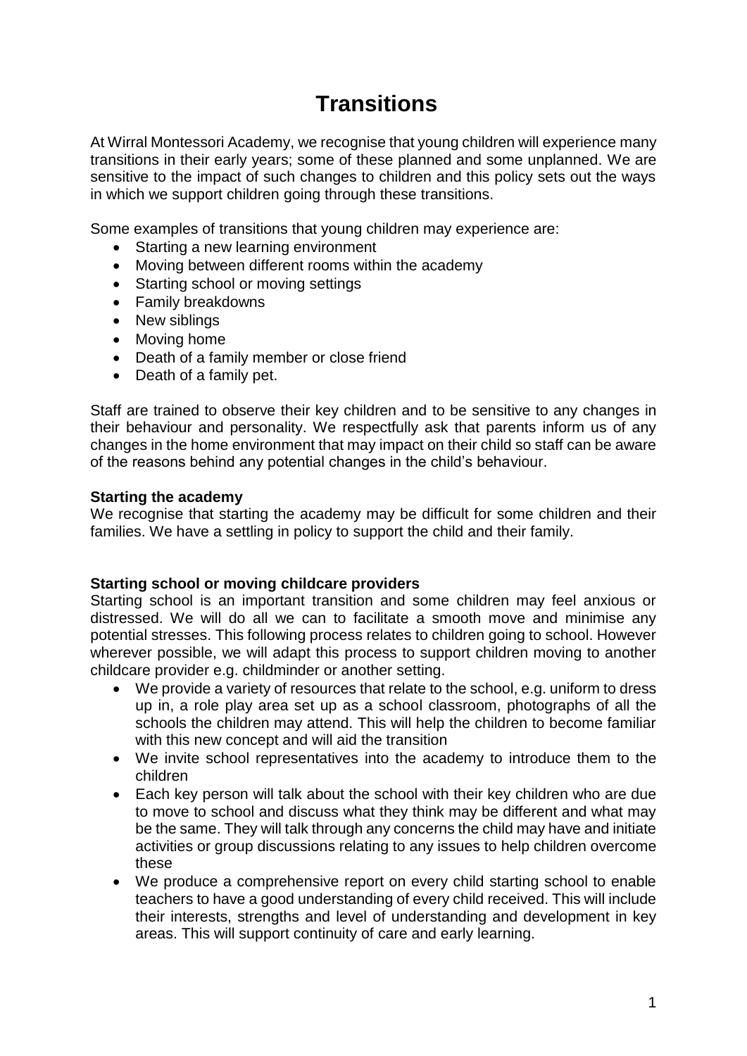# Transitions

At Wirral Montessori Academy, we recognise that young children will experience many transitions in their early years; some of these planned and some unplanned. We are sensitive to the impact of such changes to children and this policy sets out the ways in which we support children going through these transitions.

Some examples of transitions that young children may experience are:

- Starting a new learning environment
- Moving between different rooms within the academy
- Starting school or moving settings
- Family breakdowns
- New siblings
- Moving home
- Death of a family member or close friend
- Death of a family pet.

Staff are trained to observe their key children and to be sensitive to any changes in their behaviour and personality. We respectfully ask that parents inform us of any changes in the home environment that may impact on their child so staff can be aware of the reasons behind any potential changes in the child's behaviour.

**Starting the academy**

We recognise that starting the academy may be difficult for some children and their families. We have a settling in policy to support the child and their family.

**Starting school or moving childcare providers**

Starting school is an important transition and some children may feel anxious or distressed. We will do all we can to facilitate a smooth move and minimise any potential stresses. This following process relates to children going to school. However wherever possible, we will adapt this process to support children moving to another childcare provider e.g. childminder or another setting.

- We provide a variety of resources that relate to the school, e.g. uniform to dress up in, a role play area set up as a school classroom, photographs of all the schools the children may attend. This will help the children to become familiar with this new concept and will aid the transition
- We invite school representatives into the academy to introduce them to the children
- Each key person will talk about the school with their key children who are due to move to school and discuss what they think may be different and what may be the same. They will talk through any concerns the child may have and initiate activities or group discussions relating to any issues to help children overcome these
- We produce a comprehensive report on every child starting school to enable teachers to have a good understanding of every child received. This will include their interests, strengths and level of understanding and development in key areas. This will support continuity of care and early learning.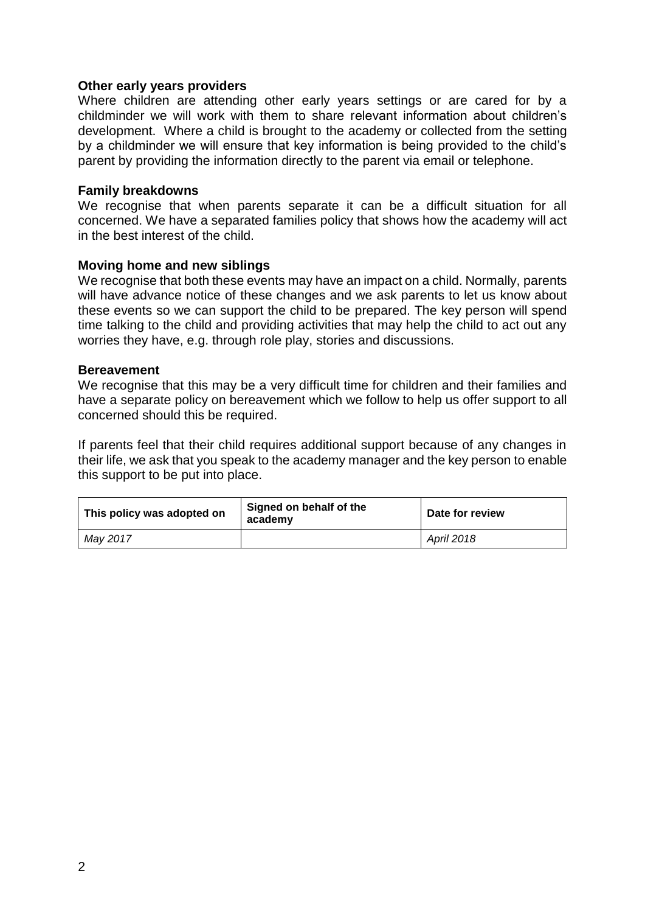**Other early years providers**
Where children are attending other early years settings or are cared for by a childminder we will work with them to share relevant information about children's development. Where a child is brought to the academy or collected from the setting by a childminder we will ensure that key information is being provided to the child's parent by providing the information directly to the parent via email or telephone.

**Family breakdowns**
We recognise that when parents separate it can be a difficult situation for all concerned. We have a separated families policy that shows how the academy will act in the best interest of the child.

**Moving home and new siblings**
We recognise that both these events may have an impact on a child. Normally, parents will have advance notice of these changes and we ask parents to let us know about these events so we can support the child to be prepared. The key person will spend time talking to the child and providing activities that may help the child to act out any worries they have, e.g. through role play, stories and discussions.

**Bereavement**
We recognise that this may be a very difficult time for children and their families and have a separate policy on bereavement which we follow to help us offer support to all concerned should this be required.

If parents feel that their child requires additional support because of any changes in their life, we ask that you speak to the academy manager and the key person to enable this support to be put into place.

| This policy was adopted on | Signed on behalf of the academy | Date for review |
|---|---|---|
| *May 2017* | | *April 2018* |